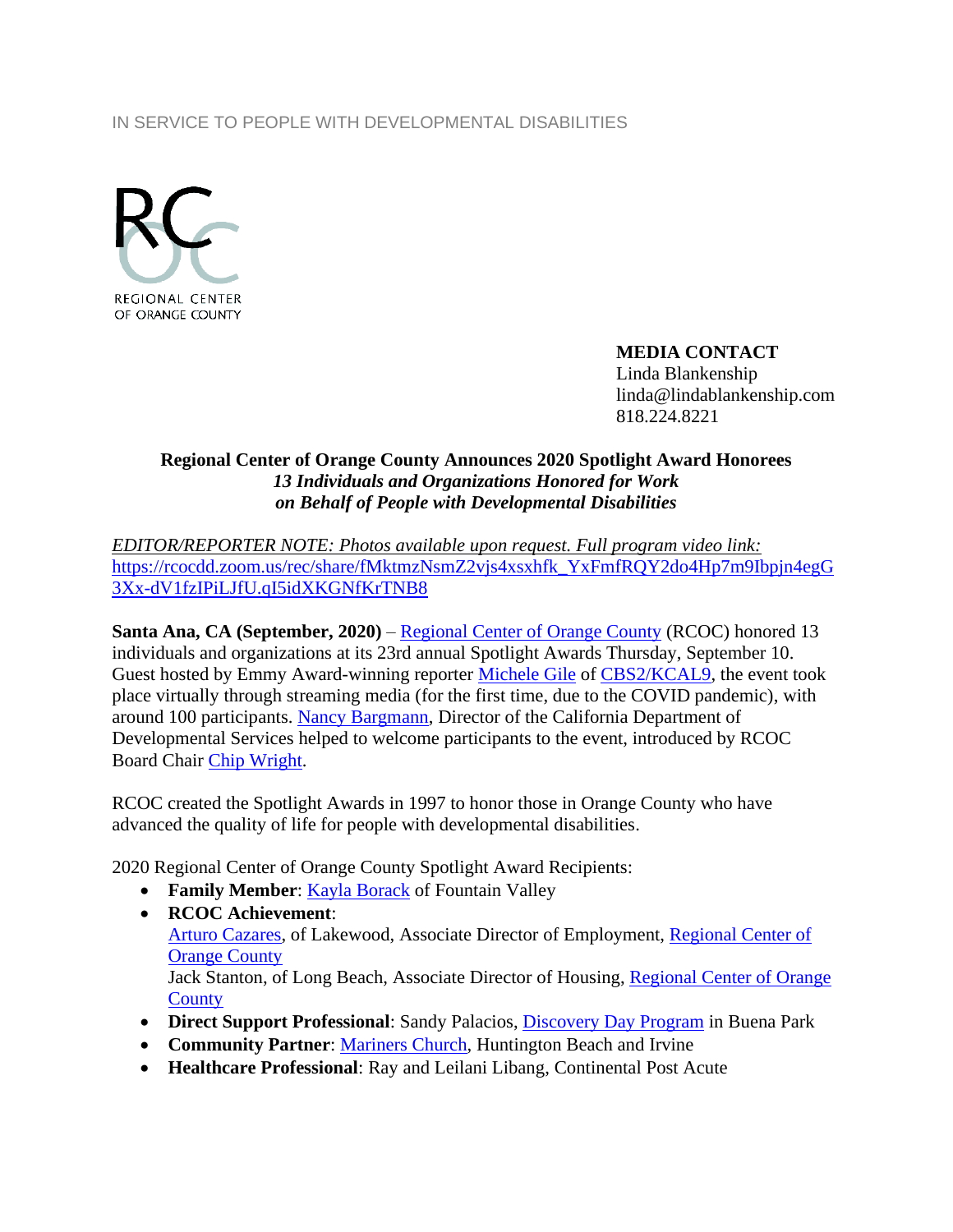IN SERVICE TO PEOPLE WITH DEVELOPMENTAL DISABILITIES

RC
OC
REGIONAL CENTER
OF ORANGE COUNTY

**MEDIA CONTACT**
Linda Blankenship
linda@lindablankenship.com
818.224.8221

**Regional Center of Orange County Announces 2020 Spotlight Award Honorees**
***13 Individuals and Organizations Honored for Work on Behalf of People with Developmental Disabilities***

*EDITOR/REPORTER NOTE: Photos available upon request. Full program video link:* https://rcocdd.zoom.us/rec/share/fMktmzNsmZ2vjs4xsxhfk_YxFmfRQY2do4Hp7m9Ibpjn4egG3Xx-dV1fzIPiLJfU.qI5idXKGNfKrTNB8

**Santa Ana, CA (September, 2020)** – Regional Center of Orange County (RCOC) honored 13 individuals and organizations at its 23rd annual Spotlight Awards Thursday, September 10. Guest hosted by Emmy Award-winning reporter Michele Gile of CBS2/KCAL9, the event took place virtually through streaming media (for the first time, due to the COVID pandemic), with around 100 participants. Nancy Bargmann, Director of the California Department of Developmental Services helped to welcome participants to the event, introduced by RCOC Board Chair Chip Wright.

RCOC created the Spotlight Awards in 1997 to honor those in Orange County who have advanced the quality of life for people with developmental disabilities.

2020 Regional Center of Orange County Spotlight Award Recipients:

- **Family Member**: Kayla Borack of Fountain Valley
- **RCOC Achievement**:
  Arturo Cazares, of Lakewood, Associate Director of Employment, Regional Center of Orange County
  Jack Stanton, of Long Beach, Associate Director of Housing, Regional Center of Orange County
- **Direct Support Professional**: Sandy Palacios, Discovery Day Program in Buena Park
- **Community Partner**: Mariners Church, Huntington Beach and Irvine
- **Healthcare Professional**: Ray and Leilani Libang, Continental Post Acute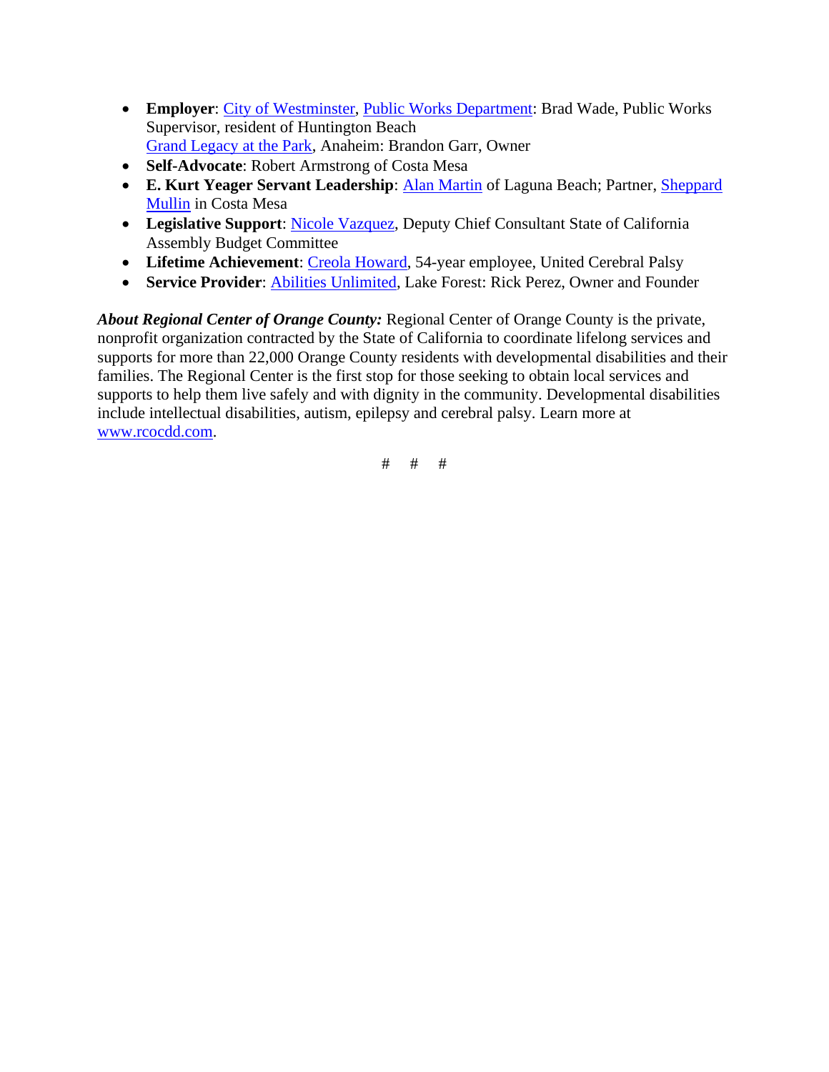- **Employer**: City of Westminster, Public Works Department: Brad Wade, Public Works Supervisor, resident of Huntington Beach
  Grand Legacy at the Park, Anaheim: Brandon Garr, Owner
- **Self-Advocate**: Robert Armstrong of Costa Mesa
- **E. Kurt Yeager Servant Leadership**: Alan Martin of Laguna Beach; Partner, Sheppard Mullin in Costa Mesa
- **Legislative Support**: Nicole Vazquez, Deputy Chief Consultant State of California Assembly Budget Committee
- **Lifetime Achievement**: Creola Howard, 54-year employee, United Cerebral Palsy
- **Service Provider**: Abilities Unlimited, Lake Forest: Rick Perez, Owner and Founder

***About Regional Center of Orange County:*** Regional Center of Orange County is the private, nonprofit organization contracted by the State of California to coordinate lifelong services and supports for more than 22,000 Orange County residents with developmental disabilities and their families. The Regional Center is the first stop for those seeking to obtain local services and supports to help them live safely and with dignity in the community. Developmental disabilities include intellectual disabilities, autism, epilepsy and cerebral palsy. Learn more at www.rcocdd.com.

# # #